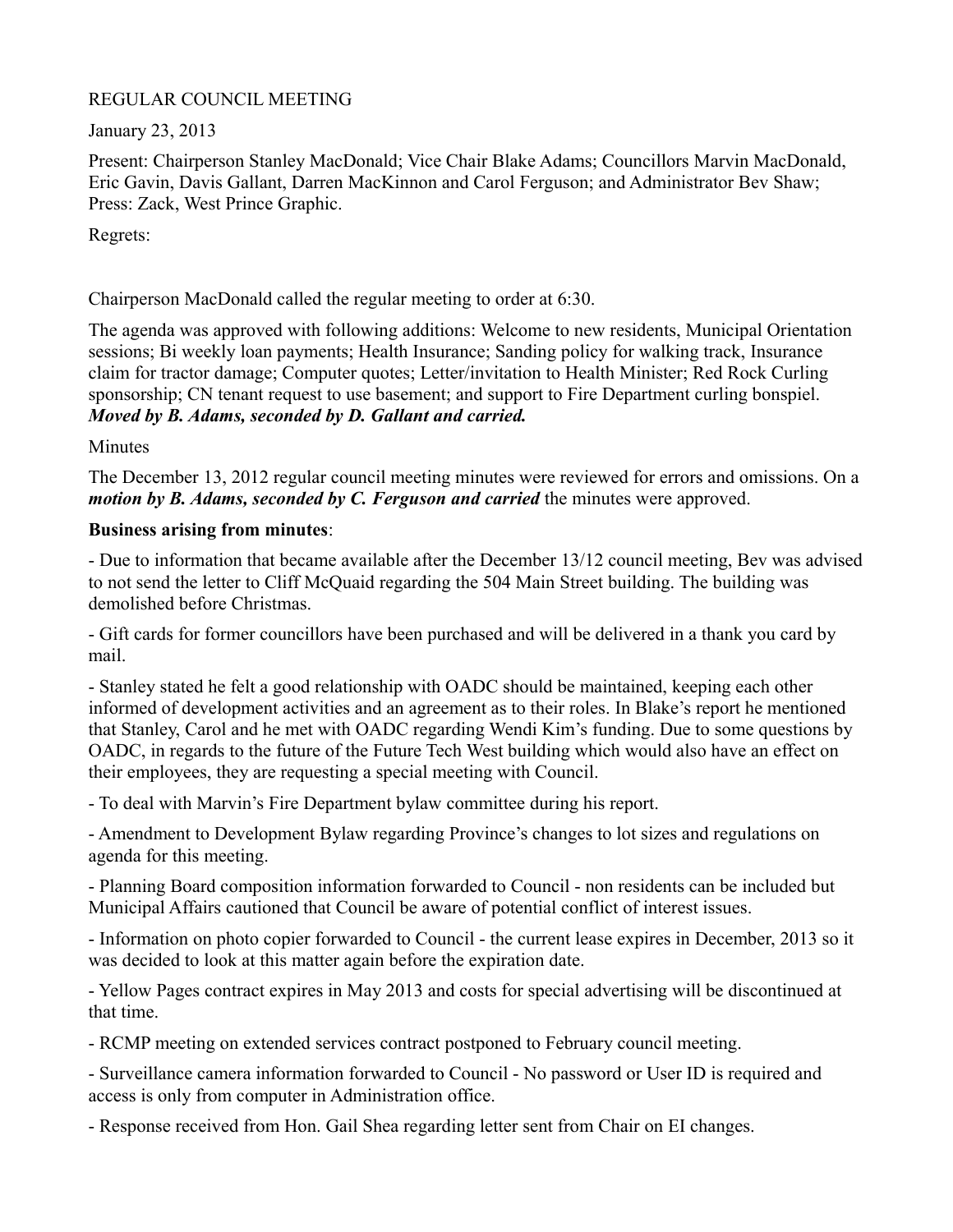REGULAR COUNCIL MEETING

January 23, 2013

Present: Chairperson Stanley MacDonald; Vice Chair Blake Adams; Councillors Marvin MacDonald, Eric Gavin, Davis Gallant, Darren MacKinnon and Carol Ferguson; and Administrator Bev Shaw; Press: Zack, West Prince Graphic.

Regrets:

Chairperson MacDonald called the regular meeting to order at 6:30.

The agenda was approved with following additions: Welcome to new residents, Municipal Orientation sessions; Bi weekly loan payments; Health Insurance; Sanding policy for walking track, Insurance claim for tractor damage; Computer quotes; Letter/invitation to Health Minister; Red Rock Curling sponsorship; CN tenant request to use basement; and support to Fire Department curling bonspiel. ***Moved by B. Adams, seconded by D. Gallant and carried.***

Minutes

The December 13, 2012 regular council meeting minutes were reviewed for errors and omissions. On a ***motion by B. Adams, seconded by C. Ferguson and carried*** the minutes were approved.

**Business arising from minutes**:

- Due to information that became available after the December 13/12 council meeting, Bev was advised to not send the letter to Cliff McQuaid regarding the 504 Main Street building. The building was demolished before Christmas.

- Gift cards for former councillors have been purchased and will be delivered in a thank you card by mail.

- Stanley stated he felt a good relationship with OADC should be maintained, keeping each other informed of development activities and an agreement as to their roles. In Blake's report he mentioned that Stanley, Carol and he met with OADC regarding Wendi Kim's funding. Due to some questions by OADC, in regards to the future of the Future Tech West building which would also have an effect on their employees, they are requesting a special meeting with Council.

- To deal with Marvin's Fire Department bylaw committee during his report.

- Amendment to Development Bylaw regarding Province's changes to lot sizes and regulations on agenda for this meeting.

- Planning Board composition information forwarded to Council - non residents can be included but Municipal Affairs cautioned that Council be aware of potential conflict of interest issues.

- Information on photo copier forwarded to Council - the current lease expires in December, 2013 so it was decided to look at this matter again before the expiration date.

- Yellow Pages contract expires in May 2013 and costs for special advertising will be discontinued at that time.

- RCMP meeting on extended services contract postponed to February council meeting.

- Surveillance camera information forwarded to Council - No password or User ID is required and access is only from computer in Administration office.

- Response received from Hon. Gail Shea regarding letter sent from Chair on EI changes.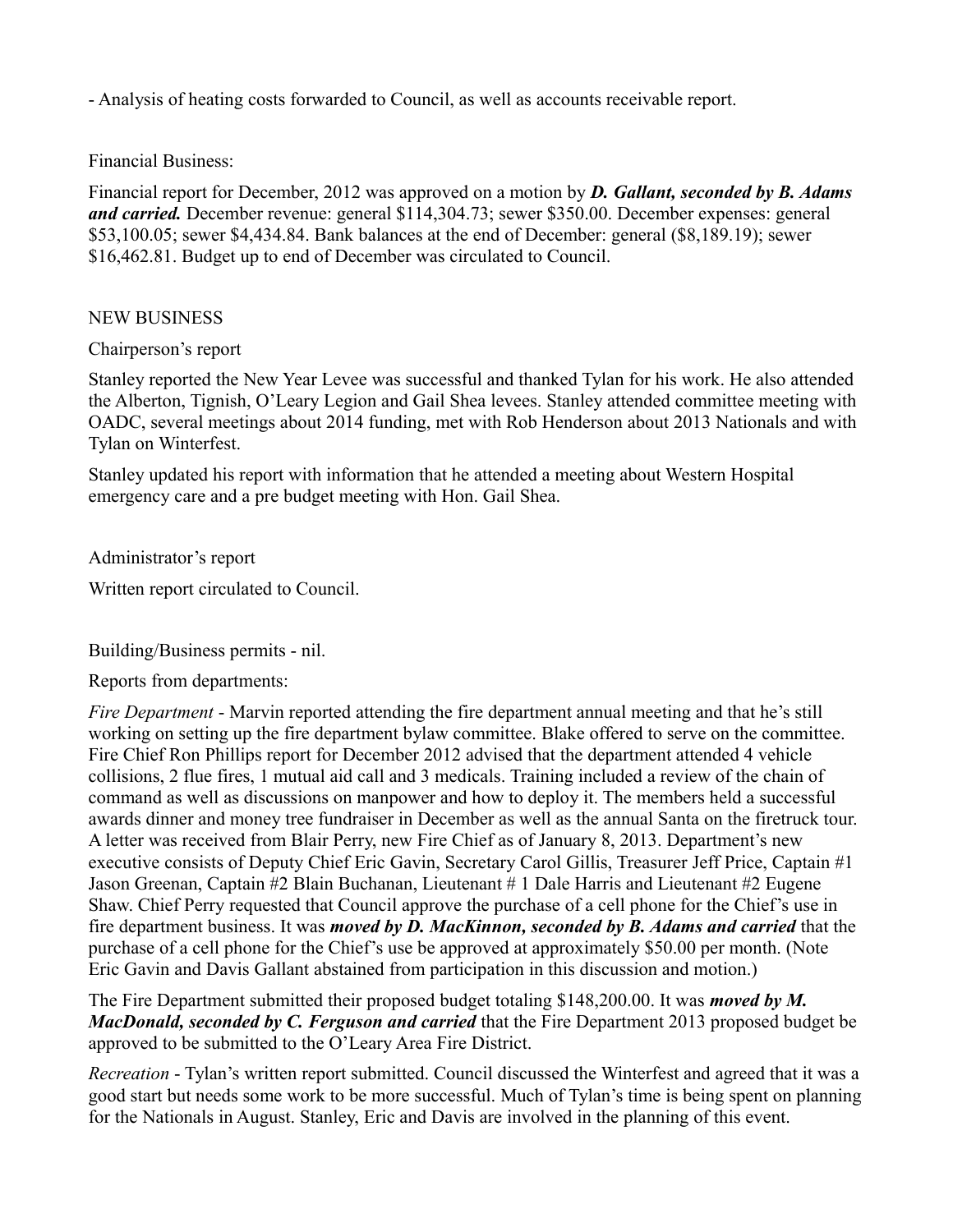- Analysis of heating costs forwarded to Council, as well as accounts receivable report.

Financial Business:

Financial report for December, 2012 was approved on a motion by ***D. Gallant, seconded by B. Adams and carried.*** December revenue: general $114,304.73; sewer $350.00. December expenses: general $53,100.05; sewer $4,434.84. Bank balances at the end of December: general ($8,189.19); sewer $16,462.81. Budget up to end of December was circulated to Council.

NEW BUSINESS

Chairperson's report

Stanley reported the New Year Levee was successful and thanked Tylan for his work. He also attended the Alberton, Tignish, O'Leary Legion and Gail Shea levees. Stanley attended committee meeting with OADC, several meetings about 2014 funding, met with Rob Henderson about 2013 Nationals and with Tylan on Winterfest.

Stanley updated his report with information that he attended a meeting about Western Hospital emergency care and a pre budget meeting with Hon. Gail Shea.

Administrator's report

Written report circulated to Council.

Building/Business permits - nil.

Reports from departments:

*Fire Department* - Marvin reported attending the fire department annual meeting and that he's still working on setting up the fire department bylaw committee. Blake offered to serve on the committee. Fire Chief Ron Phillips report for December 2012 advised that the department attended 4 vehicle collisions, 2 flue fires, 1 mutual aid call and 3 medicals. Training included a review of the chain of command as well as discussions on manpower and how to deploy it. The members held a successful awards dinner and money tree fundraiser in December as well as the annual Santa on the firetruck tour. A letter was received from Blair Perry, new Fire Chief as of January 8, 2013. Department's new executive consists of Deputy Chief Eric Gavin, Secretary Carol Gillis, Treasurer Jeff Price, Captain #1 Jason Greenan, Captain #2 Blain Buchanan, Lieutenant # 1 Dale Harris and Lieutenant #2 Eugene Shaw. Chief Perry requested that Council approve the purchase of a cell phone for the Chief's use in fire department business. It was ***moved by D. MacKinnon, seconded by B. Adams and carried*** that the purchase of a cell phone for the Chief's use be approved at approximately $50.00 per month. (Note Eric Gavin and Davis Gallant abstained from participation in this discussion and motion.)

The Fire Department submitted their proposed budget totaling $148,200.00. It was ***moved by M. MacDonald, seconded by C. Ferguson and carried*** that the Fire Department 2013 proposed budget be approved to be submitted to the O'Leary Area Fire District.

*Recreation* - Tylan's written report submitted. Council discussed the Winterfest and agreed that it was a good start but needs some work to be more successful. Much of Tylan's time is being spent on planning for the Nationals in August. Stanley, Eric and Davis are involved in the planning of this event.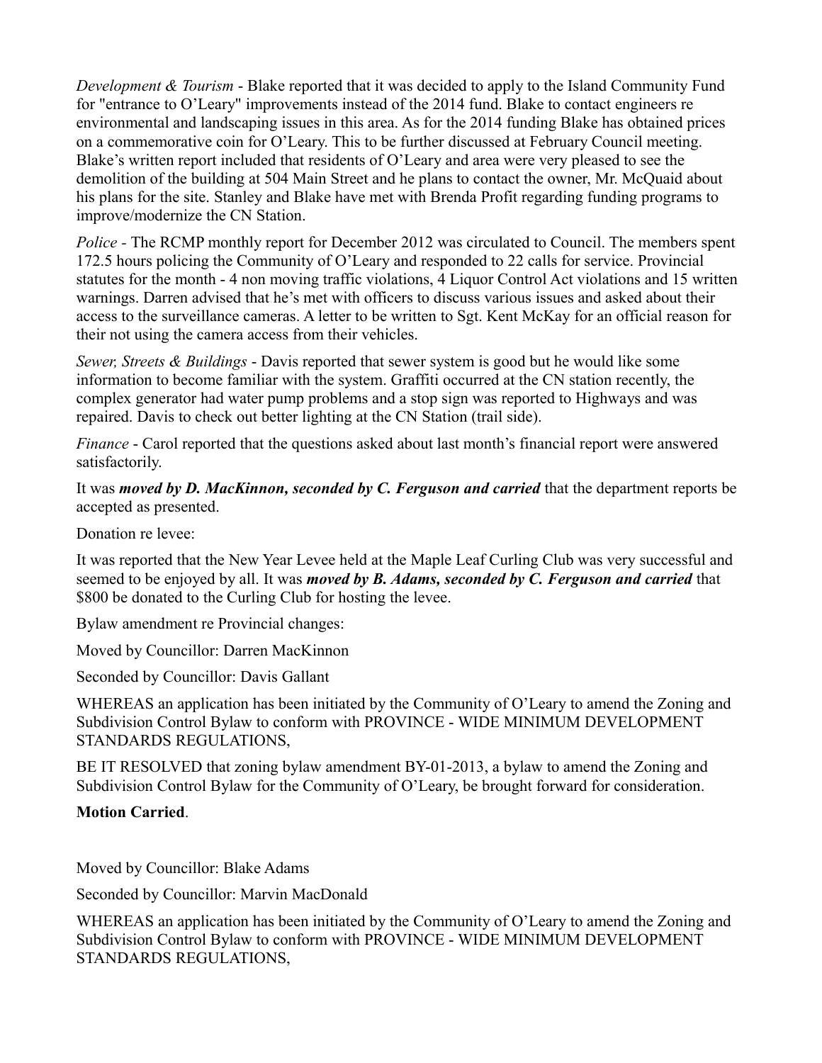*Development & Tourism* - Blake reported that it was decided to apply to the Island Community Fund for "entrance to O'Leary" improvements instead of the 2014 fund. Blake to contact engineers re environmental and landscaping issues in this area. As for the 2014 funding Blake has obtained prices on a commemorative coin for O'Leary. This to be further discussed at February Council meeting. Blake's written report included that residents of O'Leary and area were very pleased to see the demolition of the building at 504 Main Street and he plans to contact the owner, Mr. McQuaid about his plans for the site. Stanley and Blake have met with Brenda Profit regarding funding programs to improve/modernize the CN Station.

*Police* - The RCMP monthly report for December 2012 was circulated to Council. The members spent 172.5 hours policing the Community of O'Leary and responded to 22 calls for service. Provincial statutes for the month - 4 non moving traffic violations, 4 Liquor Control Act violations and 15 written warnings. Darren advised that he's met with officers to discuss various issues and asked about their access to the surveillance cameras. A letter to be written to Sgt. Kent McKay for an official reason for their not using the camera access from their vehicles.

*Sewer, Streets & Buildings* - Davis reported that sewer system is good but he would like some information to become familiar with the system. Graffiti occurred at the CN station recently, the complex generator had water pump problems and a stop sign was reported to Highways and was repaired. Davis to check out better lighting at the CN Station (trail side).

*Finance* - Carol reported that the questions asked about last month's financial report were answered satisfactorily.

It was ***moved by D. MacKinnon, seconded by C. Ferguson and carried*** that the department reports be accepted as presented.

Donation re levee:

It was reported that the New Year Levee held at the Maple Leaf Curling Club was very successful and seemed to be enjoyed by all. It was ***moved by B. Adams, seconded by C. Ferguson and carried*** that $800 be donated to the Curling Club for hosting the levee.

Bylaw amendment re Provincial changes:

Moved by Councillor: Darren MacKinnon

Seconded by Councillor: Davis Gallant

WHEREAS an application has been initiated by the Community of O'Leary to amend the Zoning and Subdivision Control Bylaw to conform with PROVINCE - WIDE MINIMUM DEVELOPMENT STANDARDS REGULATIONS,

BE IT RESOLVED that zoning bylaw amendment BY-01-2013, a bylaw to amend the Zoning and Subdivision Control Bylaw for the Community of O'Leary, be brought forward for consideration.

**Motion Carried**.

Moved by Councillor: Blake Adams

Seconded by Councillor: Marvin MacDonald

WHEREAS an application has been initiated by the Community of O'Leary to amend the Zoning and Subdivision Control Bylaw to conform with PROVINCE - WIDE MINIMUM DEVELOPMENT STANDARDS REGULATIONS,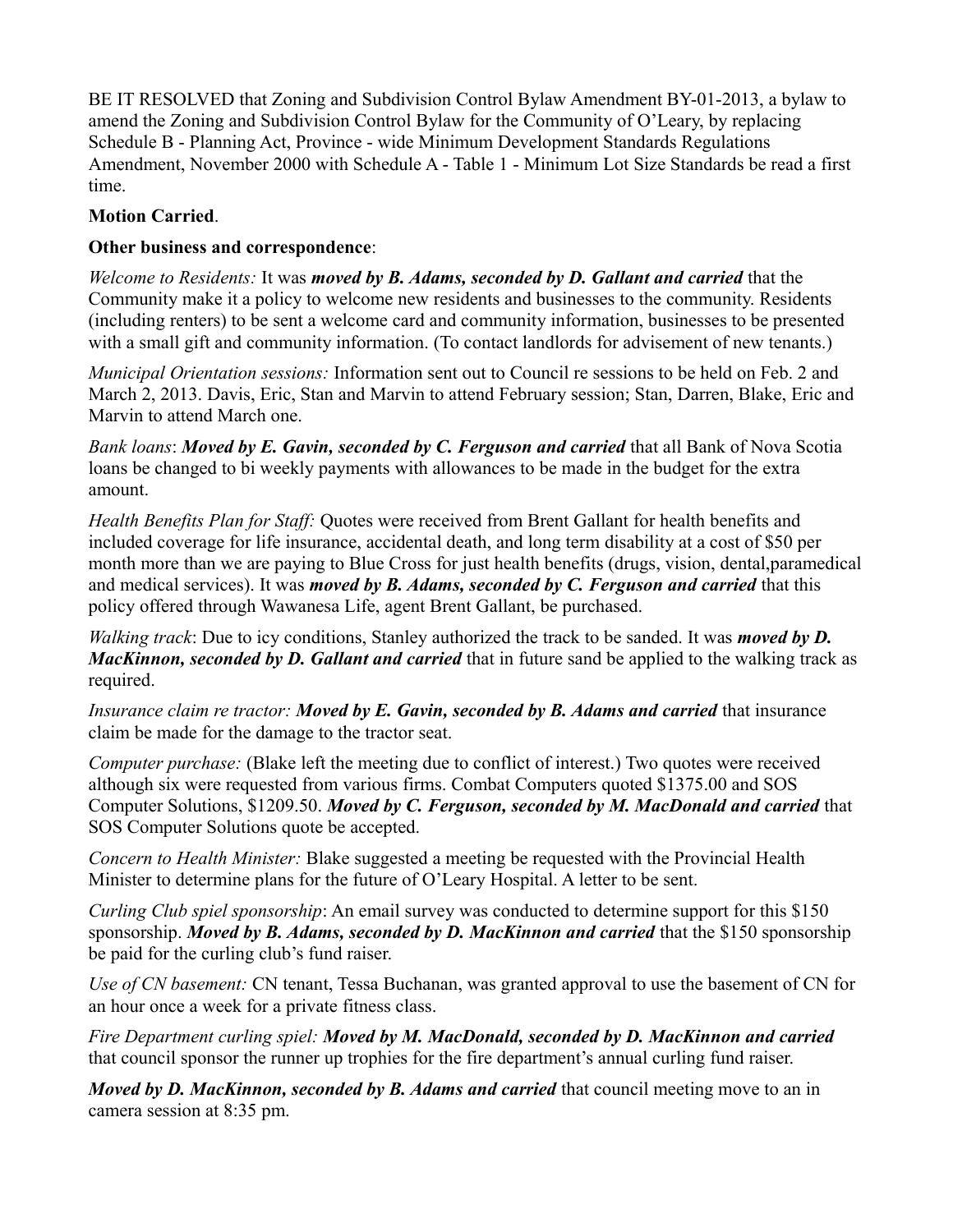BE IT RESOLVED that Zoning and Subdivision Control Bylaw Amendment BY-01-2013, a bylaw to amend the Zoning and Subdivision Control Bylaw for the Community of O'Leary, by replacing Schedule B - Planning Act, Province - wide Minimum Development Standards Regulations Amendment, November 2000 with Schedule A - Table 1 - Minimum Lot Size Standards be read a first time.

**Motion Carried**.

**Other business and correspondence**:

*Welcome to Residents:* It was ***moved by B. Adams, seconded by D. Gallant and carried*** that the Community make it a policy to welcome new residents and businesses to the community. Residents (including renters) to be sent a welcome card and community information, businesses to be presented with a small gift and community information. (To contact landlords for advisement of new tenants.)

*Municipal Orientation sessions:* Information sent out to Council re sessions to be held on Feb. 2 and March 2, 2013. Davis, Eric, Stan and Marvin to attend February session; Stan, Darren, Blake, Eric and Marvin to attend March one.

*Bank loans*: ***Moved by E. Gavin, seconded by C. Ferguson and carried*** that all Bank of Nova Scotia loans be changed to bi weekly payments with allowances to be made in the budget for the extra amount.

*Health Benefits Plan for Staff:* Quotes were received from Brent Gallant for health benefits and included coverage for life insurance, accidental death, and long term disability at a cost of $50 per month more than we are paying to Blue Cross for just health benefits (drugs, vision, dental,paramedical and medical services). It was ***moved by B. Adams, seconded by C. Ferguson and carried*** that this policy offered through Wawanesa Life, agent Brent Gallant, be purchased.

*Walking track*: Due to icy conditions, Stanley authorized the track to be sanded. It was ***moved by D. MacKinnon, seconded by D. Gallant and carried*** that in future sand be applied to the walking track as required.

*Insurance claim re tractor:* ***Moved by E. Gavin, seconded by B. Adams and carried*** that insurance claim be made for the damage to the tractor seat.

*Computer purchase:* (Blake left the meeting due to conflict of interest.) Two quotes were received although six were requested from various firms. Combat Computers quoted $1375.00 and SOS Computer Solutions, $1209.50. ***Moved by C. Ferguson, seconded by M. MacDonald and carried*** that SOS Computer Solutions quote be accepted.

*Concern to Health Minister:* Blake suggested a meeting be requested with the Provincial Health Minister to determine plans for the future of O'Leary Hospital. A letter to be sent.

*Curling Club spiel sponsorship*: An email survey was conducted to determine support for this $150 sponsorship. ***Moved by B. Adams, seconded by D. MacKinnon and carried*** that the $150 sponsorship be paid for the curling club's fund raiser.

*Use of CN basement:* CN tenant, Tessa Buchanan, was granted approval to use the basement of CN for an hour once a week for a private fitness class.

*Fire Department curling spiel:* ***Moved by M. MacDonald, seconded by D. MacKinnon and carried*** that council sponsor the runner up trophies for the fire department's annual curling fund raiser.

***Moved by D. MacKinnon, seconded by B. Adams and carried*** that council meeting move to an in camera session at 8:35 pm.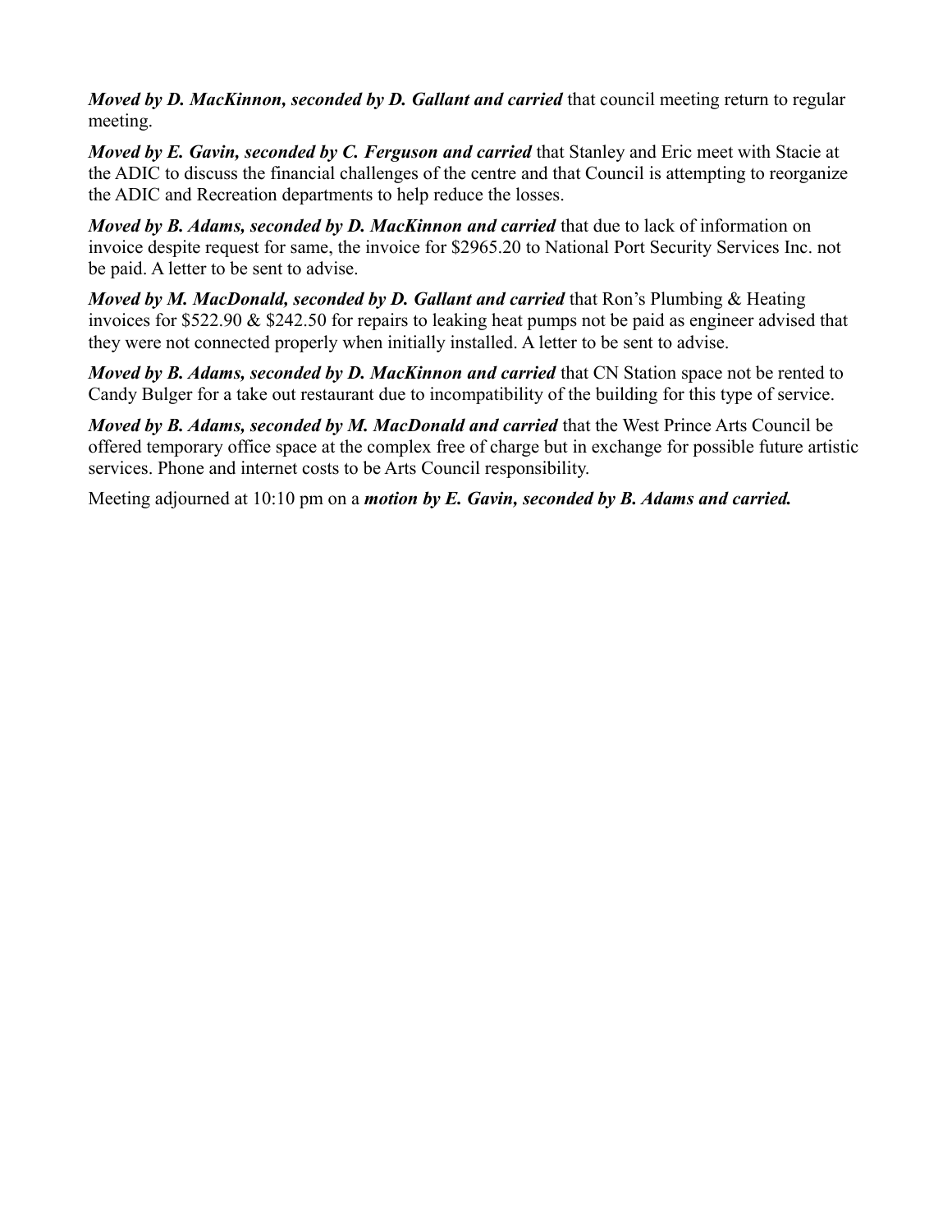***Moved by D. MacKinnon, seconded by D. Gallant and carried*** that council meeting return to regular meeting.

***Moved by E. Gavin, seconded by C. Ferguson and carried*** that Stanley and Eric meet with Stacie at the ADIC to discuss the financial challenges of the centre and that Council is attempting to reorganize the ADIC and Recreation departments to help reduce the losses.

***Moved by B. Adams, seconded by D. MacKinnon and carried*** that due to lack of information on invoice despite request for same, the invoice for $2965.20 to National Port Security Services Inc. not be paid. A letter to be sent to advise.

***Moved by M. MacDonald, seconded by D. Gallant and carried*** that Ron's Plumbing & Heating invoices for $522.90 & $242.50 for repairs to leaking heat pumps not be paid as engineer advised that they were not connected properly when initially installed. A letter to be sent to advise.

***Moved by B. Adams, seconded by D. MacKinnon and carried*** that CN Station space not be rented to Candy Bulger for a take out restaurant due to incompatibility of the building for this type of service.

***Moved by B. Adams, seconded by M. MacDonald and carried*** that the West Prince Arts Council be offered temporary office space at the complex free of charge but in exchange for possible future artistic services. Phone and internet costs to be Arts Council responsibility.

Meeting adjourned at 10:10 pm on a ***motion by E. Gavin, seconded by B. Adams and carried.***